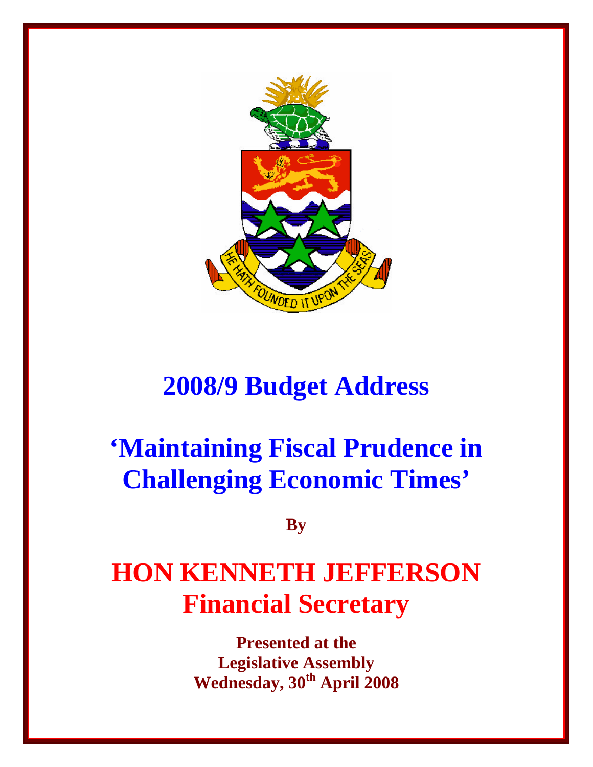# 2008/9 Budget Address

# 'Maintaining Fiscal Prudence in Challenging Economic Times'

**By**

# HON KENNETH JEFFERSON
## Financial Secretary

**Presented at the**
**Legislative Assembly**
**Wednesday, 30th April 2008**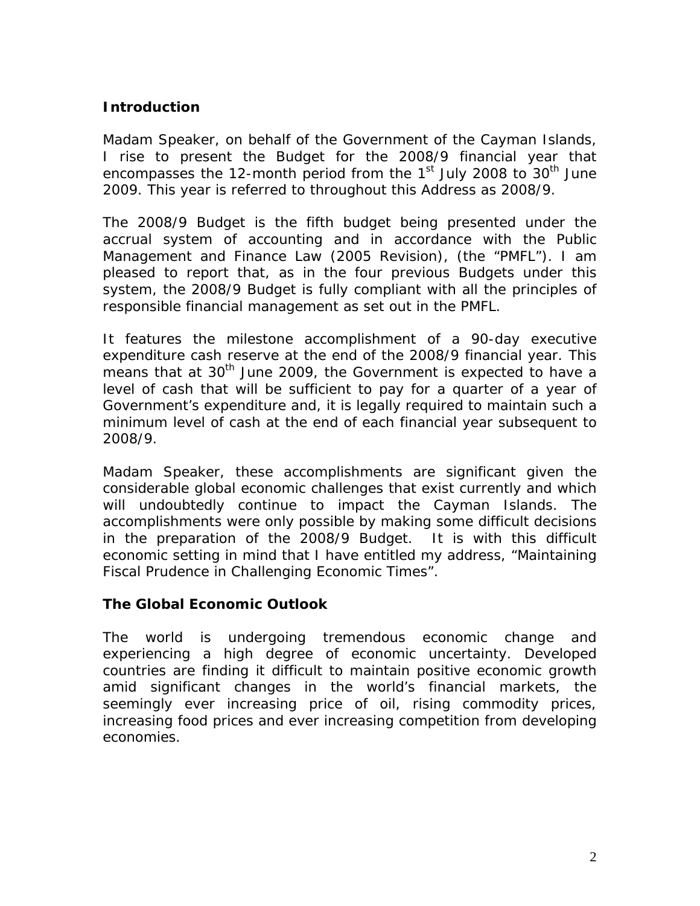## Introduction

Madam Speaker, on behalf of the Government of the Cayman Islands, I rise to present the Budget for the 2008/9 financial year that encompasses the 12-month period from the 1st July 2008 to 30th June 2009. This year is referred to throughout this Address as 2008/9.

The 2008/9 Budget is the fifth budget being presented under the accrual system of accounting and in accordance with the Public Management and Finance Law (2005 Revision), (the "PMFL"). I am pleased to report that, as in the four previous Budgets under this system, the 2008/9 Budget is fully compliant with all the principles of responsible financial management as set out in the PMFL.

It features the milestone accomplishment of a 90-day executive expenditure cash reserve at the end of the 2008/9 financial year. This means that at 30th June 2009, the Government is expected to have a level of cash that will be sufficient to pay for a quarter of a year of Government's expenditure and, it is legally required to maintain such a minimum level of cash at the end of each financial year subsequent to 2008/9.

Madam Speaker, these accomplishments are significant given the considerable global economic challenges that exist currently and which will undoubtedly continue to impact the Cayman Islands. The accomplishments were only possible by making some difficult decisions in the preparation of the 2008/9 Budget. It is with this difficult economic setting in mind that I have entitled my address, "Maintaining Fiscal Prudence in Challenging Economic Times".

## The Global Economic Outlook

The world is undergoing tremendous economic change and experiencing a high degree of economic uncertainty. Developed countries are finding it difficult to maintain positive economic growth amid significant changes in the world's financial markets, the seemingly ever increasing price of oil, rising commodity prices, increasing food prices and ever increasing competition from developing economies.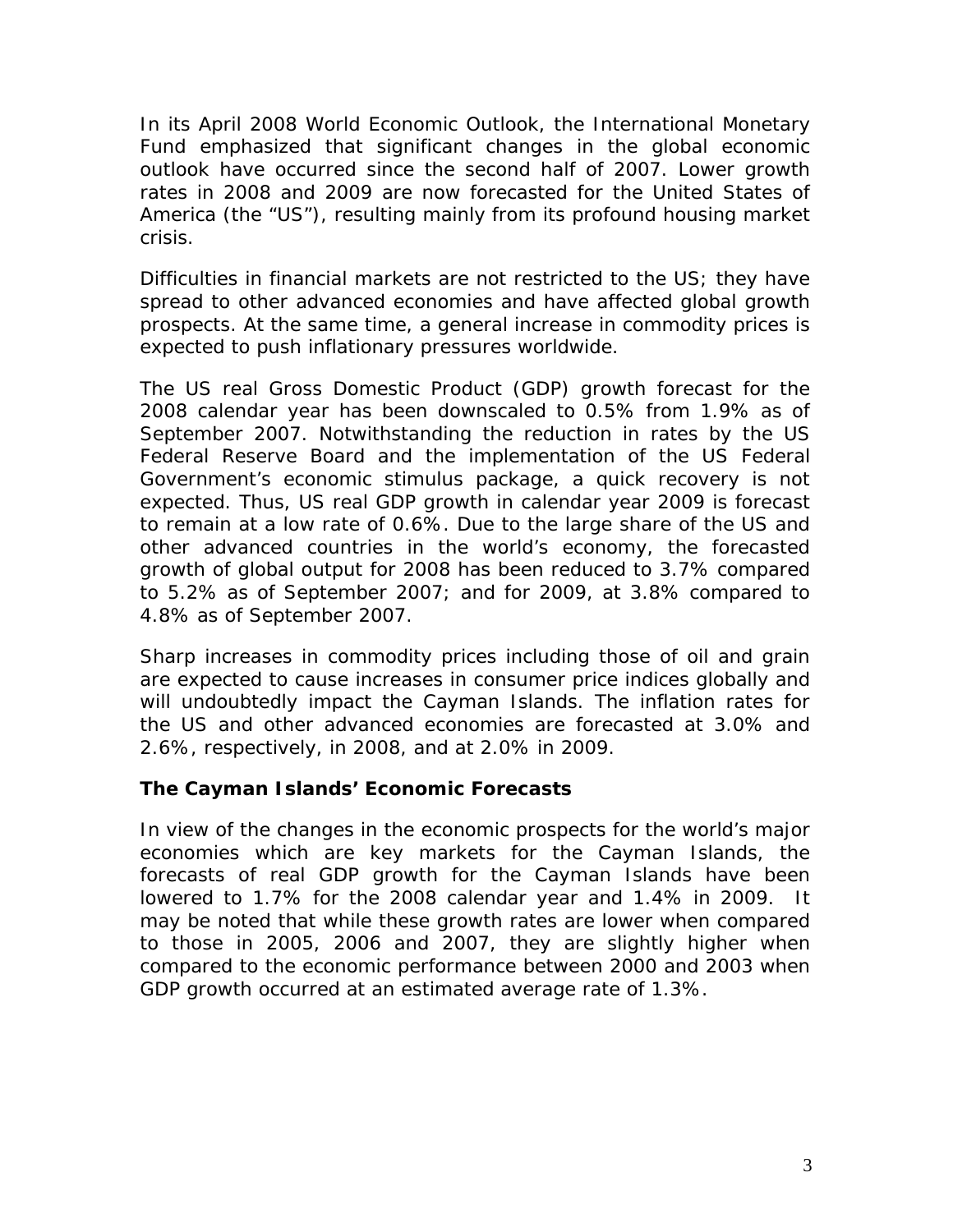In its April 2008 World Economic Outlook, the International Monetary Fund emphasized that significant changes in the global economic outlook have occurred since the second half of 2007. Lower growth rates in 2008 and 2009 are now forecasted for the United States of America (the "US"), resulting mainly from its profound housing market crisis.

Difficulties in financial markets are not restricted to the US; they have spread to other advanced economies and have affected global growth prospects. At the same time, a general increase in commodity prices is expected to push inflationary pressures worldwide.

The US real Gross Domestic Product (GDP) growth forecast for the 2008 calendar year has been downscaled to 0.5% from 1.9% as of September 2007. Notwithstanding the reduction in rates by the US Federal Reserve Board and the implementation of the US Federal Government's economic stimulus package, a quick recovery is not expected. Thus, US real GDP growth in calendar year 2009 is forecast to remain at a low rate of 0.6%. Due to the large share of the US and other advanced countries in the world's economy, the forecasted growth of global output for 2008 has been reduced to 3.7% compared to 5.2% as of September 2007; and for 2009, at 3.8% compared to 4.8% as of September 2007.

Sharp increases in commodity prices including those of oil and grain are expected to cause increases in consumer price indices globally and will undoubtedly impact the Cayman Islands. The inflation rates for the US and other advanced economies are forecasted at 3.0% and 2.6%, respectively, in 2008, and at 2.0% in 2009.

### The Cayman Islands' Economic Forecasts

In view of the changes in the economic prospects for the world's major economies which are key markets for the Cayman Islands, the forecasts of real GDP growth for the Cayman Islands have been lowered to 1.7% for the 2008 calendar year and 1.4% in 2009. It may be noted that while these growth rates are lower when compared to those in 2005, 2006 and 2007, they are slightly higher when compared to the economic performance between 2000 and 2003 when GDP growth occurred at an estimated average rate of 1.3%.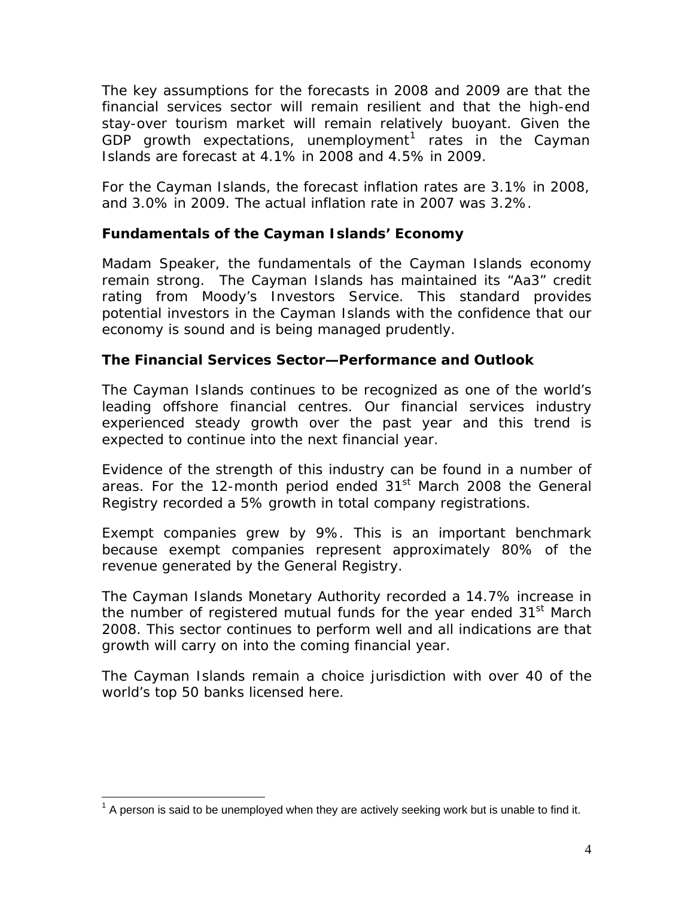The key assumptions for the forecasts in 2008 and 2009 are that the financial services sector will remain resilient and that the high-end stay-over tourism market will remain relatively buoyant. Given the GDP growth expectations, unemployment[1] rates in the Cayman Islands are forecast at 4.1% in 2008 and 4.5% in 2009.

For the Cayman Islands, the forecast inflation rates are 3.1% in 2008, and 3.0% in 2009. The actual inflation rate in 2007 was 3.2%.

### Fundamentals of the Cayman Islands' Economy

Madam Speaker, the fundamentals of the Cayman Islands economy remain strong. The Cayman Islands has maintained its "Aa3" credit rating from Moody's Investors Service. This standard provides potential investors in the Cayman Islands with the confidence that our economy is sound and is being managed prudently.

### The Financial Services Sector—Performance and Outlook

The Cayman Islands continues to be recognized as one of the world's leading offshore financial centres. Our financial services industry experienced steady growth over the past year and this trend is expected to continue into the next financial year.

Evidence of the strength of this industry can be found in a number of areas. For the 12-month period ended 31st March 2008 the General Registry recorded a 5% growth in total company registrations.

Exempt companies grew by 9%. This is an important benchmark because exempt companies represent approximately 80% of the revenue generated by the General Registry.

The Cayman Islands Monetary Authority recorded a 14.7% increase in the number of registered mutual funds for the year ended 31st March 2008. This sector continues to perform well and all indications are that growth will carry on into the coming financial year.

The Cayman Islands remain a choice jurisdiction with over 40 of the world's top 50 banks licensed here.

[1] A person is said to be unemployed when they are actively seeking work but is unable to find it.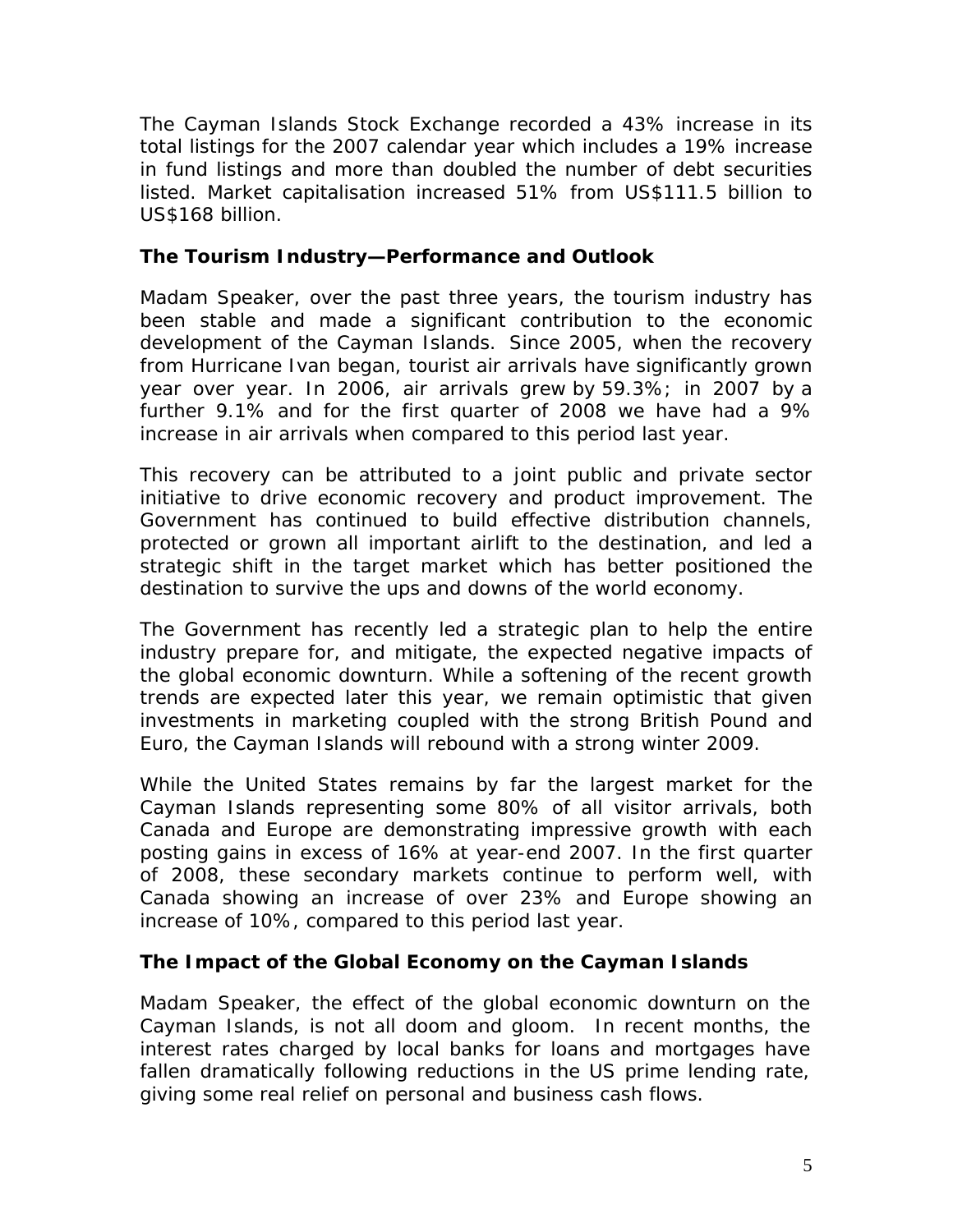The Cayman Islands Stock Exchange recorded a 43% increase in its total listings for the 2007 calendar year which includes a 19% increase in fund listings and more than doubled the number of debt securities listed. Market capitalisation increased 51% from US$111.5 billion to US$168 billion.

**The Tourism Industry—Performance and Outlook**

Madam Speaker, over the past three years, the tourism industry has been stable and made a significant contribution to the economic development of the Cayman Islands. Since 2005, when the recovery from Hurricane Ivan began, tourist air arrivals have significantly grown year over year. In 2006, air arrivals grew by 59.3%; in 2007 by a further 9.1% and for the first quarter of 2008 we have had a 9% increase in air arrivals when compared to this period last year.

This recovery can be attributed to a joint public and private sector initiative to drive economic recovery and product improvement. The Government has continued to build effective distribution channels, protected or grown all important airlift to the destination, and led a strategic shift in the target market which has better positioned the destination to survive the ups and downs of the world economy.

The Government has recently led a strategic plan to help the entire industry prepare for, and mitigate, the expected negative impacts of the global economic downturn. While a softening of the recent growth trends are expected later this year, we remain optimistic that given investments in marketing coupled with the strong British Pound and Euro, the Cayman Islands will rebound with a strong winter 2009.

While the United States remains by far the largest market for the Cayman Islands representing some 80% of all visitor arrivals, both Canada and Europe are demonstrating impressive growth with each posting gains in excess of 16% at year-end 2007. In the first quarter of 2008, these secondary markets continue to perform well, with Canada showing an increase of over 23% and Europe showing an increase of 10%, compared to this period last year.

**The Impact of the Global Economy on the Cayman Islands**

Madam Speaker, the effect of the global economic downturn on the Cayman Islands, is not all doom and gloom. In recent months, the interest rates charged by local banks for loans and mortgages have fallen dramatically following reductions in the US prime lending rate, giving some real relief on personal and business cash flows.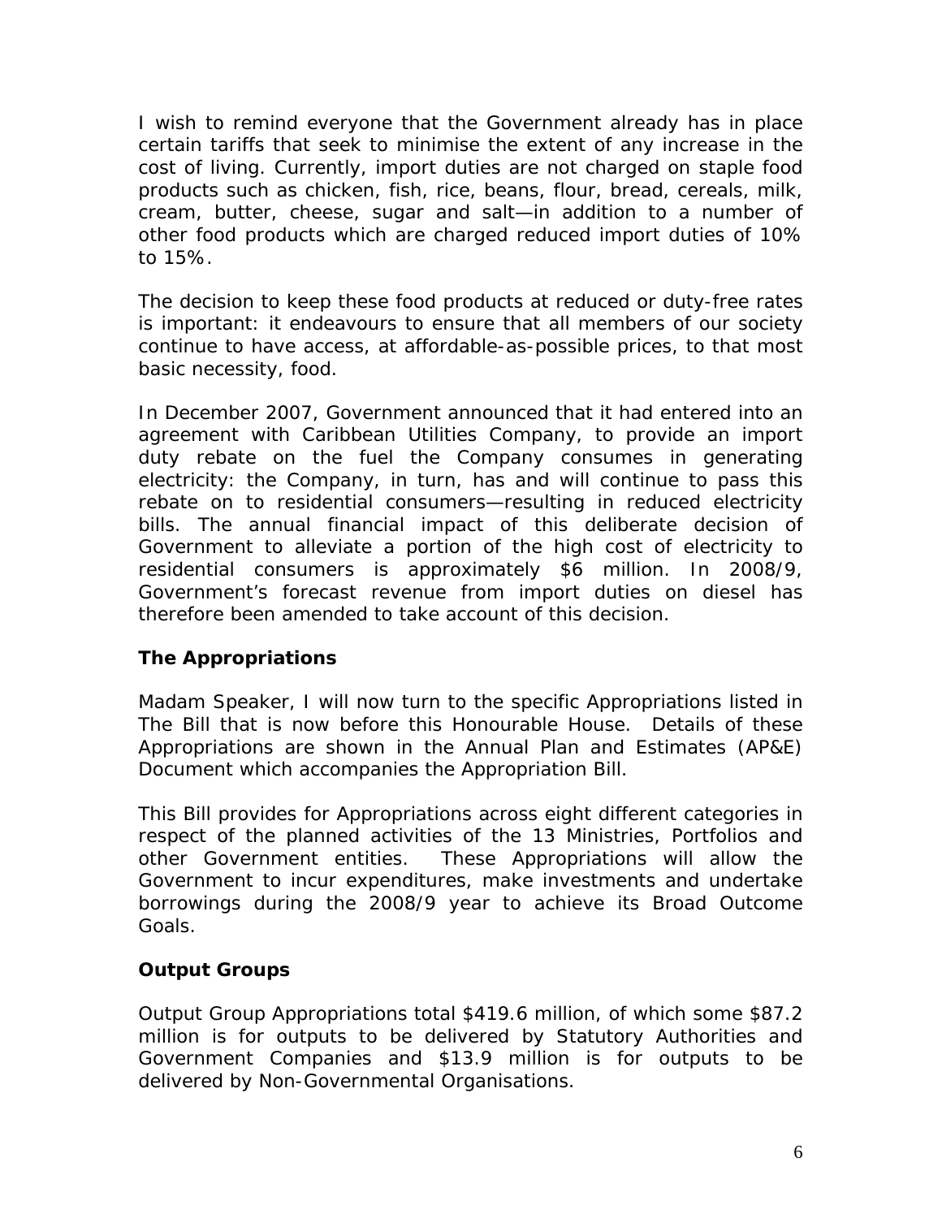I wish to remind everyone that the Government already has in place certain tariffs that seek to minimise the extent of any increase in the cost of living. Currently, import duties are not charged on staple food products such as chicken, fish, rice, beans, flour, bread, cereals, milk, cream, butter, cheese, sugar and salt—in addition to a number of other food products which are charged reduced import duties of 10% to 15%.

The decision to keep these food products at reduced or duty-free rates is important: it endeavours to ensure that all members of our society continue to have access, at affordable-as-possible prices, to that most basic necessity, food.

In December 2007, Government announced that it had entered into an agreement with Caribbean Utilities Company, to provide an import duty rebate on the fuel the Company consumes in generating electricity: the Company, in turn, has and will continue to pass this rebate on to residential consumers—resulting in reduced electricity bills. The annual financial impact of this deliberate decision of Government to alleviate a portion of the high cost of electricity to residential consumers is approximately $6 million. In 2008/9, Government's forecast revenue from import duties on diesel has therefore been amended to take account of this decision.

### The Appropriations

Madam Speaker, I will now turn to the specific Appropriations listed in The Bill that is now before this Honourable House. Details of these Appropriations are shown in the Annual Plan and Estimates (AP&E) Document which accompanies the Appropriation Bill.

This Bill provides for Appropriations across eight different categories in respect of the planned activities of the 13 Ministries, Portfolios and other Government entities. These Appropriations will allow the Government to incur expenditures, make investments and undertake borrowings during the 2008/9 year to achieve its Broad Outcome Goals.

### Output Groups

Output Group Appropriations total $419.6 million, of which some $87.2 million is for outputs to be delivered by Statutory Authorities and Government Companies and $13.9 million is for outputs to be delivered by Non-Governmental Organisations.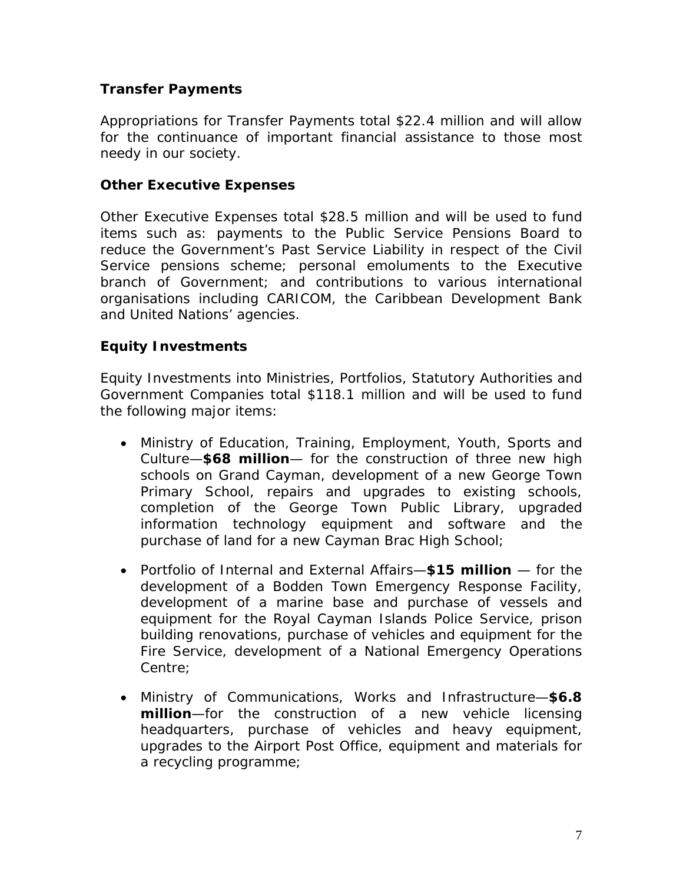**Transfer Payments**

Appropriations for Transfer Payments total $22.4 million and will allow for the continuance of important financial assistance to those most needy in our society.

**Other Executive Expenses**

Other Executive Expenses total $28.5 million and will be used to fund items such as: payments to the Public Service Pensions Board to reduce the Government's Past Service Liability in respect of the Civil Service pensions scheme; personal emoluments to the Executive branch of Government; and contributions to various international organisations including CARICOM, the Caribbean Development Bank and United Nations' agencies.

**Equity Investments**

Equity Investments into Ministries, Portfolios, Statutory Authorities and Government Companies total $118.1 million and will be used to fund the following major items:

- Ministry of Education, Training, Employment, Youth, Sports and Culture—**$68 million**— for the construction of three new high schools on Grand Cayman, development of a new George Town Primary School, repairs and upgrades to existing schools, completion of the George Town Public Library, upgraded information technology equipment and software and the purchase of land for a new Cayman Brac High School;

- Portfolio of Internal and External Affairs—**$15 million** — for the development of a Bodden Town Emergency Response Facility, development of a marine base and purchase of vessels and equipment for the Royal Cayman Islands Police Service, prison building renovations, purchase of vehicles and equipment for the Fire Service, development of a National Emergency Operations Centre;

- Ministry of Communications, Works and Infrastructure—**$6.8 million**—for the construction of a new vehicle licensing headquarters, purchase of vehicles and heavy equipment, upgrades to the Airport Post Office, equipment and materials for a recycling programme;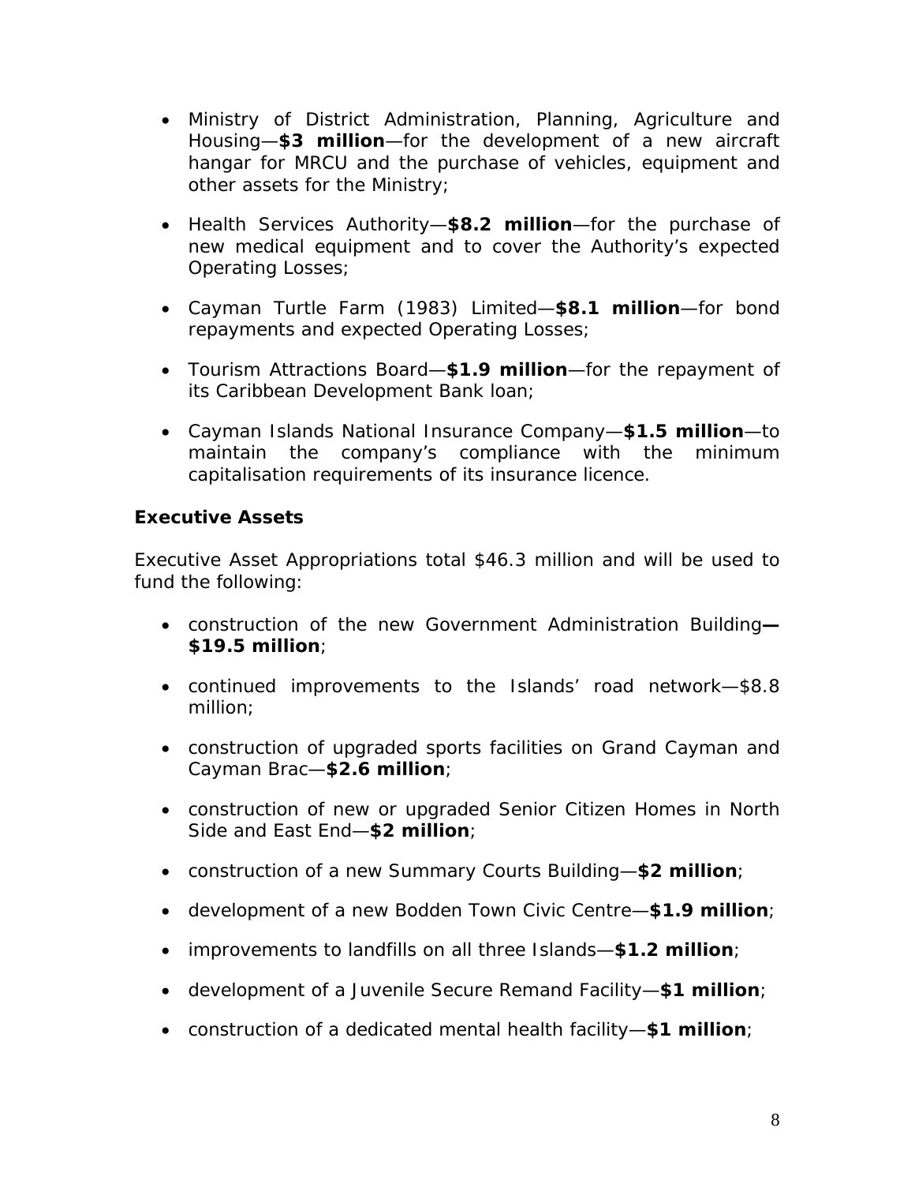- Ministry of District Administration, Planning, Agriculture and Housing—**$3 million**—for the development of a new aircraft hangar for MRCU and the purchase of vehicles, equipment and other assets for the Ministry;

- Health Services Authority—**$8.2 million**—for the purchase of new medical equipment and to cover the Authority's expected Operating Losses;

- Cayman Turtle Farm (1983) Limited—**$8.1 million**—for bond repayments and expected Operating Losses;

- Tourism Attractions Board—**$1.9 million**—for the repayment of its Caribbean Development Bank loan;

- Cayman Islands National Insurance Company—**$1.5 million**—to maintain the company's compliance with the minimum capitalisation requirements of its insurance licence.

**Executive Assets**

Executive Asset Appropriations total $46.3 million and will be used to fund the following:

- construction of the new Government Administration Building**—$19.5 million**;

- continued improvements to the Islands' road network—$8.8 million;

- construction of upgraded sports facilities on Grand Cayman and Cayman Brac—**$2.6 million**;

- construction of new or upgraded Senior Citizen Homes in North Side and East End—**$2 million**;

- construction of a new Summary Courts Building—**$2 million**;

- development of a new Bodden Town Civic Centre—**$1.9 million**;

- improvements to landfills on all three Islands—**$1.2 million**;

- development of a Juvenile Secure Remand Facility—**$1 million**;

- construction of a dedicated mental health facility—**$1 million**;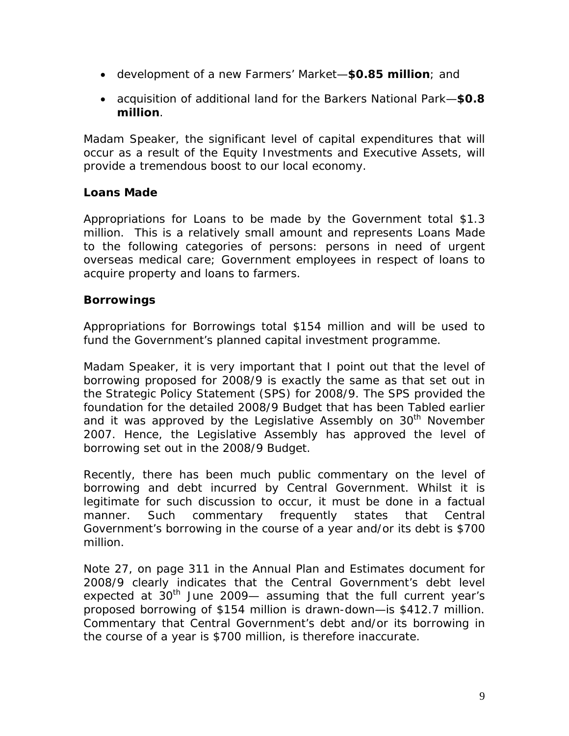- development of a new Farmers' Market—**$0.85 million**; and
- acquisition of additional land for the Barkers National Park—**$0.8 million**.

Madam Speaker, the significant level of capital expenditures that will occur as a result of the Equity Investments and Executive Assets, will provide a tremendous boost to our local economy.

**Loans Made**

Appropriations for Loans to be made by the Government total $1.3 million. This is a relatively small amount and represents Loans Made to the following categories of persons: persons in need of urgent overseas medical care; Government employees in respect of loans to acquire property and loans to farmers.

**Borrowings**

Appropriations for Borrowings total $154 million and will be used to fund the Government's planned capital investment programme.

Madam Speaker, it is very important that I point out that the level of borrowing proposed for 2008/9 is exactly the same as that set out in the Strategic Policy Statement (SPS) for 2008/9. The SPS provided the foundation for the detailed 2008/9 Budget that has been Tabled earlier and it was approved by the Legislative Assembly on 30th November 2007. Hence, the Legislative Assembly has approved the level of borrowing set out in the 2008/9 Budget.

Recently, there has been much public commentary on the level of borrowing and debt incurred by Central Government. Whilst it is legitimate for such discussion to occur, it must be done in a factual manner. Such commentary frequently states that Central Government's borrowing in the course of a year and/or its debt is $700 million.

Note 27, on page 311 in the Annual Plan and Estimates document for 2008/9 clearly indicates that the Central Government's debt level expected at 30th June 2009— assuming that the full current year's proposed borrowing of $154 million is drawn-down—is $412.7 million. Commentary that Central Government's debt and/or its borrowing in the course of a year is $700 million, is therefore inaccurate.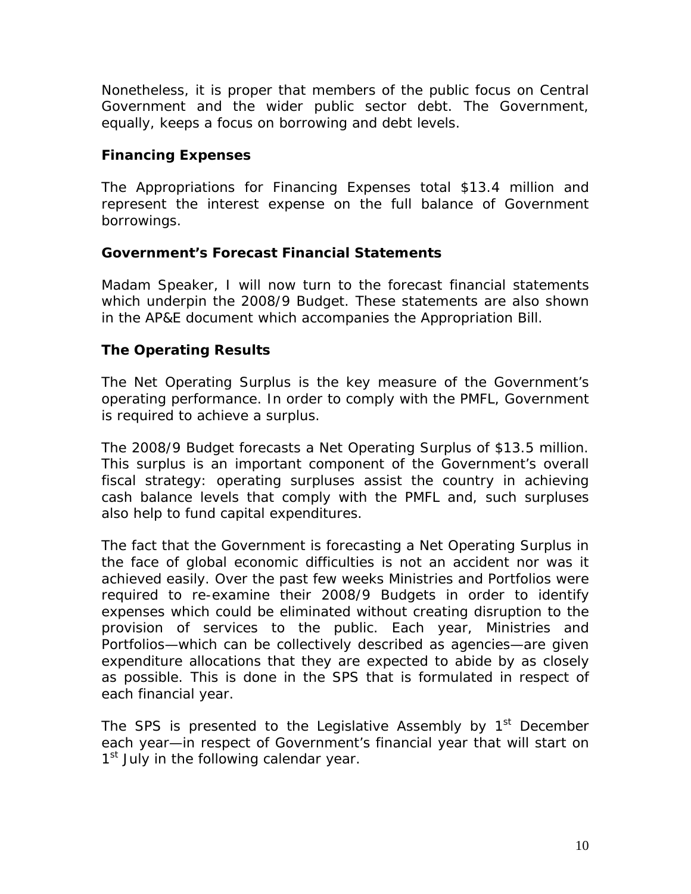Nonetheless, it is proper that members of the public focus on Central Government and the wider public sector debt. The Government, equally, keeps a focus on borrowing and debt levels.

### Financing Expenses

The Appropriations for Financing Expenses total $13.4 million and represent the interest expense on the full balance of Government borrowings.

### Government's Forecast Financial Statements

Madam Speaker, I will now turn to the forecast financial statements which underpin the 2008/9 Budget. These statements are also shown in the AP&E document which accompanies the Appropriation Bill.

### The Operating Results

The Net Operating Surplus is the key measure of the Government's operating performance. In order to comply with the PMFL, Government is required to achieve a surplus.

The 2008/9 Budget forecasts a Net Operating Surplus of $13.5 million. This surplus is an important component of the Government's overall fiscal strategy: operating surpluses assist the country in achieving cash balance levels that comply with the PMFL and, such surpluses also help to fund capital expenditures.

The fact that the Government is forecasting a Net Operating Surplus in the face of global economic difficulties is not an accident nor was it achieved easily. Over the past few weeks Ministries and Portfolios were required to re-examine their 2008/9 Budgets in order to identify expenses which could be eliminated without creating disruption to the provision of services to the public. Each year, Ministries and Portfolios—which can be collectively described as agencies—are given expenditure allocations that they are expected to abide by as closely as possible. This is done in the SPS that is formulated in respect of each financial year.

The SPS is presented to the Legislative Assembly by 1st December each year—in respect of Government's financial year that will start on 1st July in the following calendar year.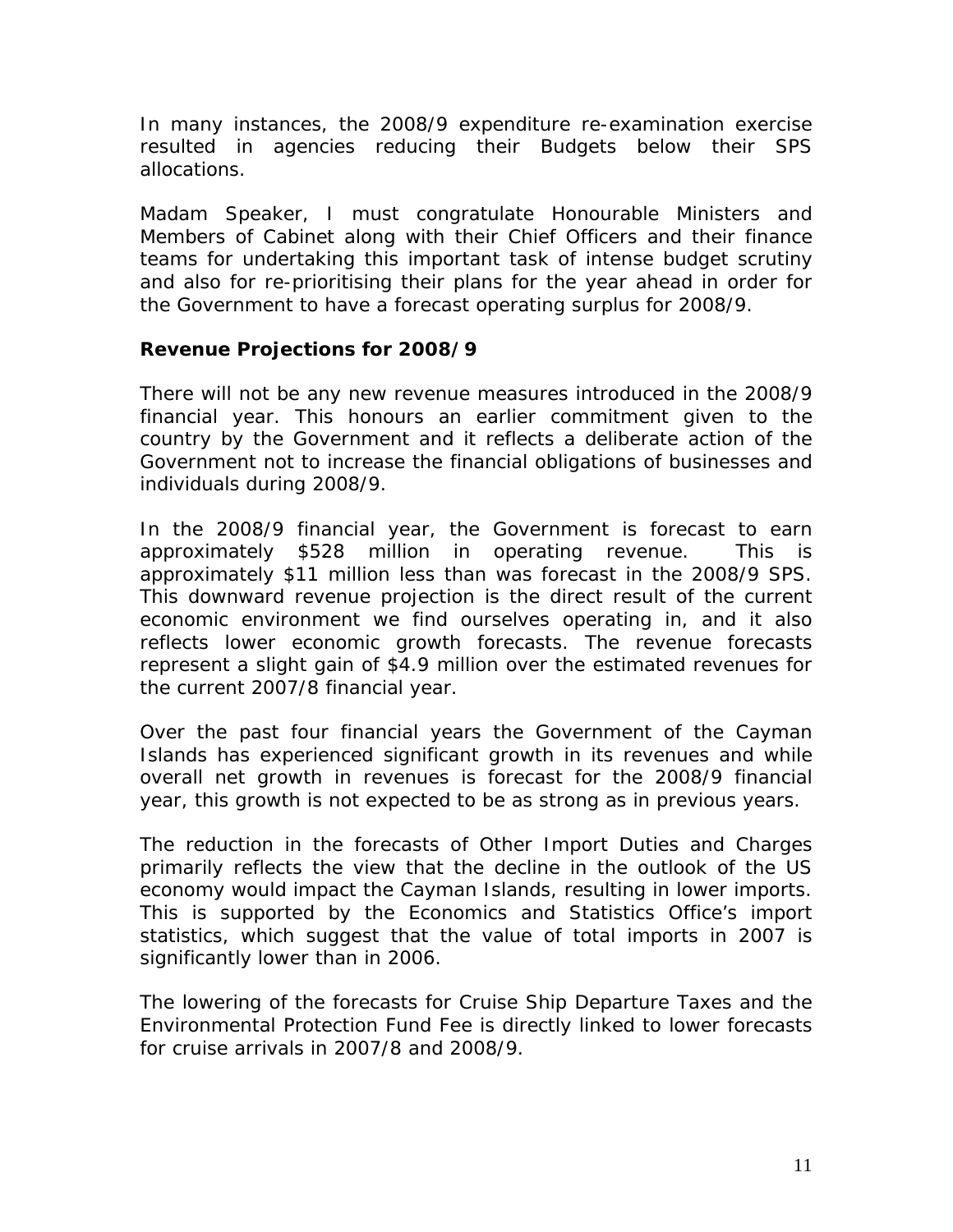In many instances, the 2008/9 expenditure re-examination exercise resulted in agencies reducing their Budgets below their SPS allocations.

Madam Speaker, I must congratulate Honourable Ministers and Members of Cabinet along with their Chief Officers and their finance teams for undertaking this important task of intense budget scrutiny and also for re-prioritising their plans for the year ahead in order for the Government to have a forecast operating surplus for 2008/9.

**Revenue Projections for 2008/9**

There will not be any new revenue measures introduced in the 2008/9 financial year. This honours an earlier commitment given to the country by the Government and it reflects a deliberate action of the Government not to increase the financial obligations of businesses and individuals during 2008/9.

In the 2008/9 financial year, the Government is forecast to earn approximately $528 million in operating revenue. This is approximately $11 million less than was forecast in the 2008/9 SPS. This downward revenue projection is the direct result of the current economic environment we find ourselves operating in, and it also reflects lower economic growth forecasts. The revenue forecasts represent a slight gain of $4.9 million over the estimated revenues for the current 2007/8 financial year.

Over the past four financial years the Government of the Cayman Islands has experienced significant growth in its revenues and while overall net growth in revenues is forecast for the 2008/9 financial year, this growth is not expected to be as strong as in previous years.

The reduction in the forecasts of Other Import Duties and Charges primarily reflects the view that the decline in the outlook of the US economy would impact the Cayman Islands, resulting in lower imports. This is supported by the Economics and Statistics Office's import statistics, which suggest that the value of total imports in 2007 is significantly lower than in 2006.

The lowering of the forecasts for Cruise Ship Departure Taxes and the Environmental Protection Fund Fee is directly linked to lower forecasts for cruise arrivals in 2007/8 and 2008/9.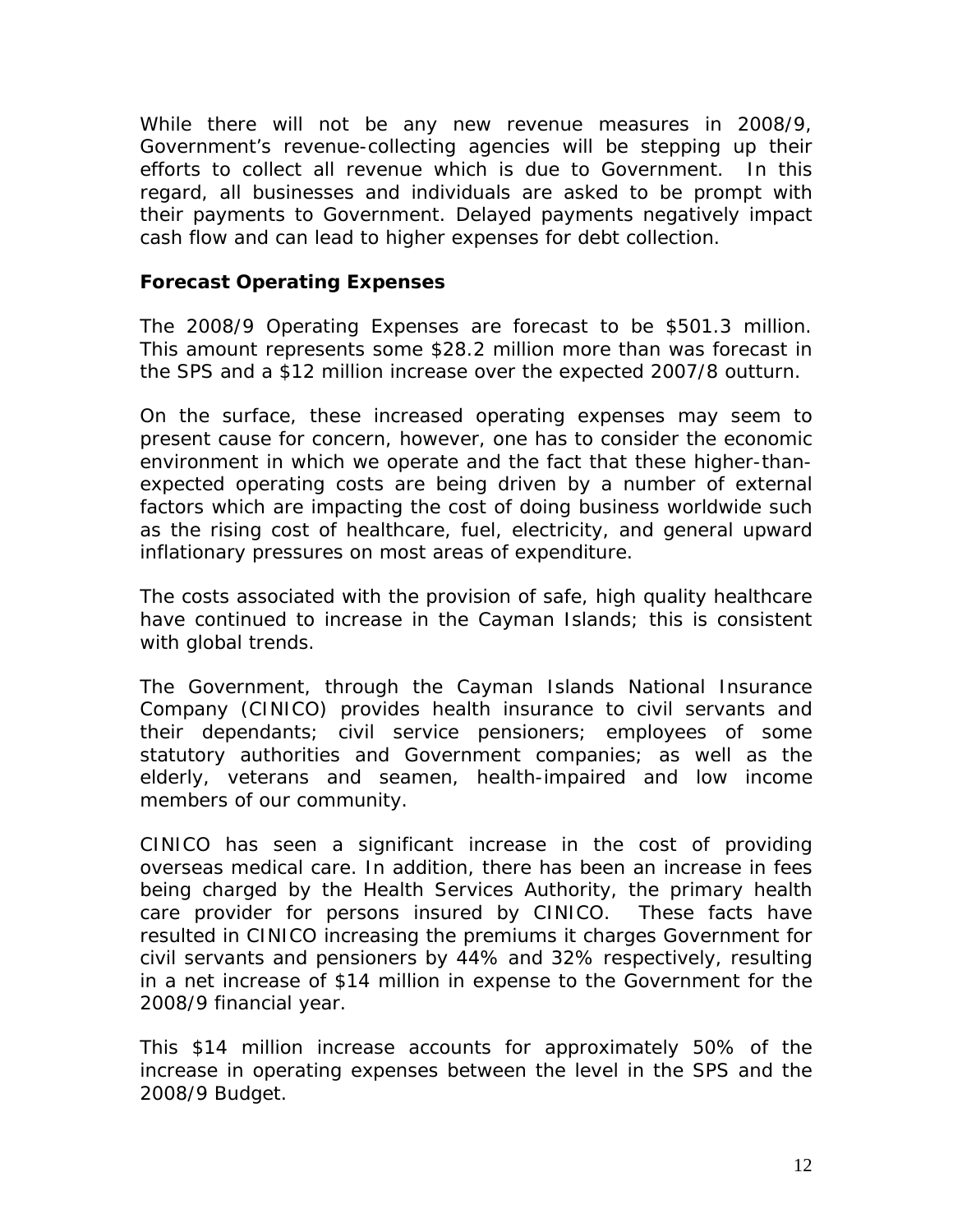While there will not be any new revenue measures in 2008/9, Government's revenue-collecting agencies will be stepping up their efforts to collect all revenue which is due to Government. In this regard, all businesses and individuals are asked to be prompt with their payments to Government. Delayed payments negatively impact cash flow and can lead to higher expenses for debt collection.

**Forecast Operating Expenses**

The 2008/9 Operating Expenses are forecast to be $501.3 million. This amount represents some $28.2 million more than was forecast in the SPS and a $12 million increase over the expected 2007/8 outturn.

On the surface, these increased operating expenses may seem to present cause for concern, however, one has to consider the economic environment in which we operate and the fact that these higher-than-expected operating costs are being driven by a number of external factors which are impacting the cost of doing business worldwide such as the rising cost of healthcare, fuel, electricity, and general upward inflationary pressures on most areas of expenditure.

The costs associated with the provision of safe, high quality healthcare have continued to increase in the Cayman Islands; this is consistent with global trends.

The Government, through the Cayman Islands National Insurance Company (CINICO) provides health insurance to civil servants and their dependants; civil service pensioners; employees of some statutory authorities and Government companies; as well as the elderly, veterans and seamen, health-impaired and low income members of our community.

CINICO has seen a significant increase in the cost of providing overseas medical care. In addition, there has been an increase in fees being charged by the Health Services Authority, the primary health care provider for persons insured by CINICO. These facts have resulted in CINICO increasing the premiums it charges Government for civil servants and pensioners by 44% and 32% respectively, resulting in a net increase of $14 million in expense to the Government for the 2008/9 financial year.

This $14 million increase accounts for approximately 50% of the increase in operating expenses between the level in the SPS and the 2008/9 Budget.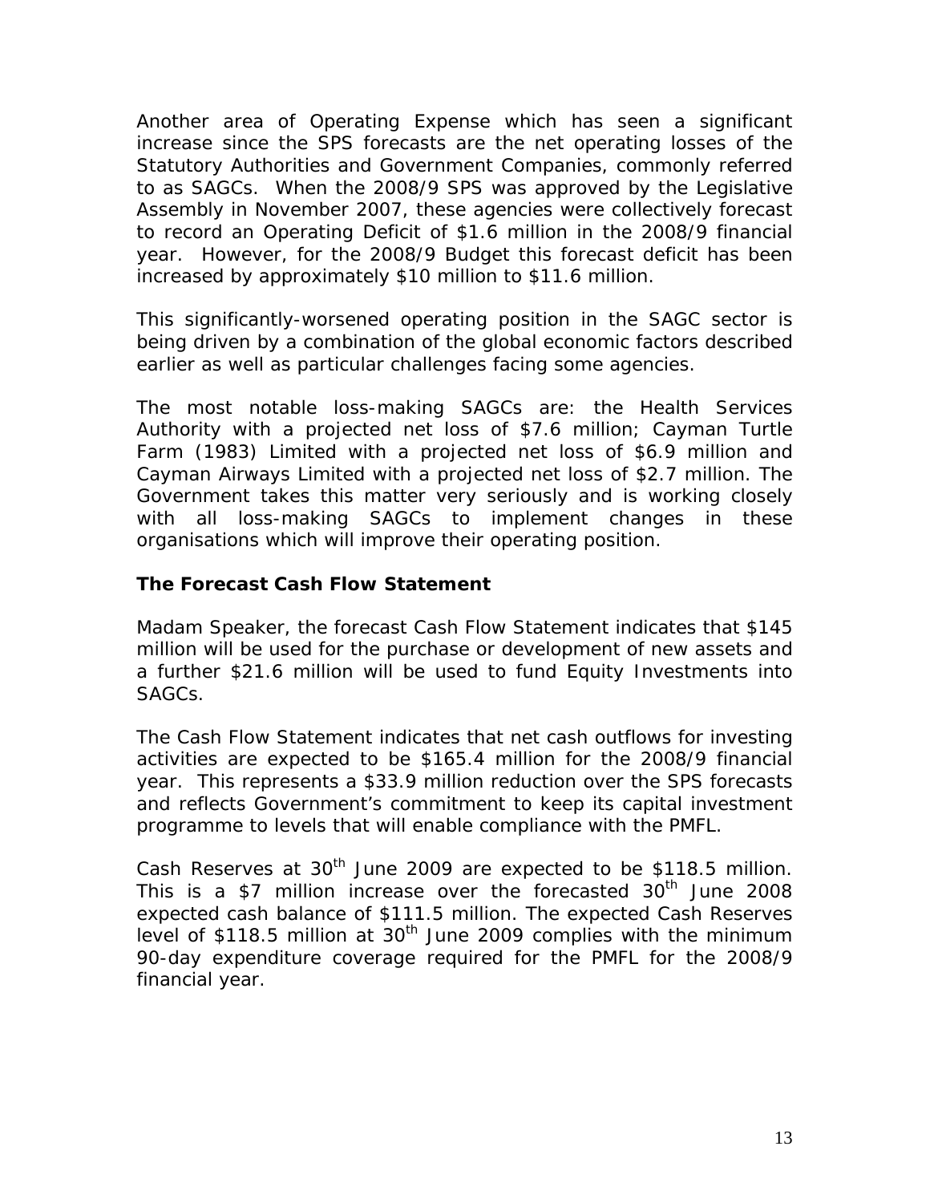Another area of Operating Expense which has seen a significant increase since the SPS forecasts are the net operating losses of the Statutory Authorities and Government Companies, commonly referred to as SAGCs. When the 2008/9 SPS was approved by the Legislative Assembly in November 2007, these agencies were collectively forecast to record an Operating Deficit of $1.6 million in the 2008/9 financial year. However, for the 2008/9 Budget this forecast deficit has been increased by approximately $10 million to $11.6 million.

This significantly-worsened operating position in the SAGC sector is being driven by a combination of the global economic factors described earlier as well as particular challenges facing some agencies.

The most notable loss-making SAGCs are: the Health Services Authority with a projected net loss of $7.6 million; Cayman Turtle Farm (1983) Limited with a projected net loss of $6.9 million and Cayman Airways Limited with a projected net loss of $2.7 million. The Government takes this matter very seriously and is working closely with all loss-making SAGCs to implement changes in these organisations which will improve their operating position.

### The Forecast Cash Flow Statement

Madam Speaker, the forecast Cash Flow Statement indicates that $145 million will be used for the purchase or development of new assets and a further $21.6 million will be used to fund Equity Investments into SAGCs.

The Cash Flow Statement indicates that net cash outflows for investing activities are expected to be $165.4 million for the 2008/9 financial year. This represents a $33.9 million reduction over the SPS forecasts and reflects Government's commitment to keep its capital investment programme to levels that will enable compliance with the PMFL.

Cash Reserves at 30th June 2009 are expected to be $118.5 million. This is a $7 million increase over the forecasted 30th June 2008 expected cash balance of $111.5 million. The expected Cash Reserves level of $118.5 million at 30th June 2009 complies with the minimum 90-day expenditure coverage required for the PMFL for the 2008/9 financial year.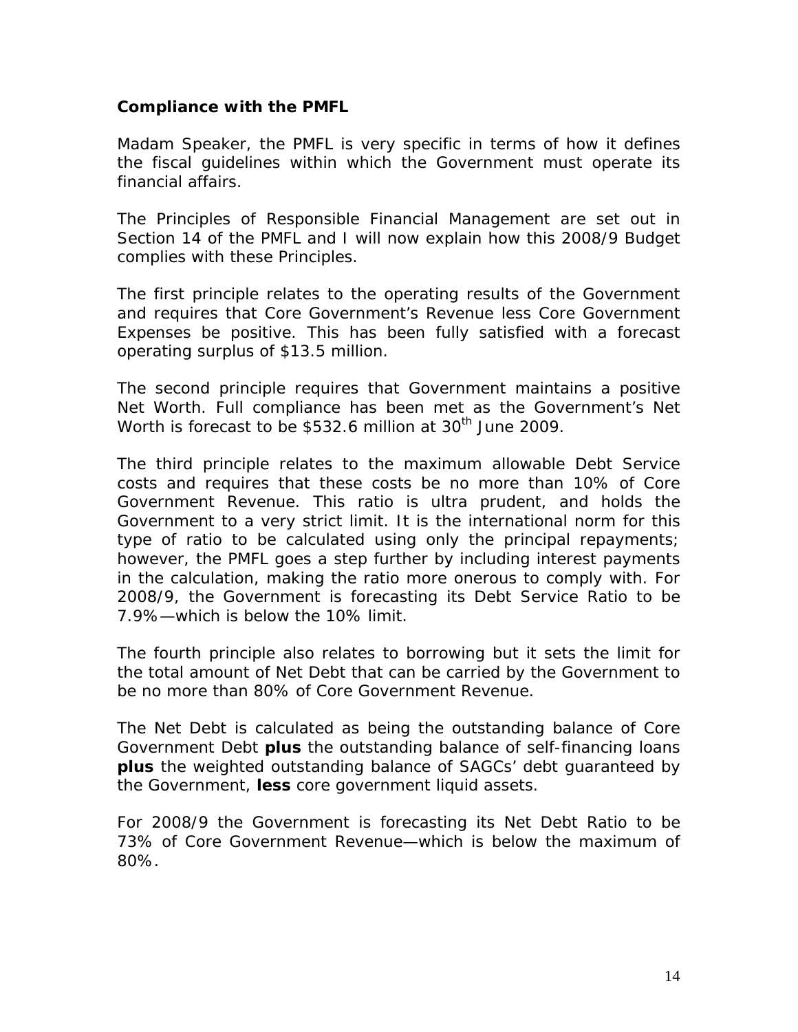### Compliance with the PMFL

Madam Speaker, the PMFL is very specific in terms of how it defines the fiscal guidelines within which the Government must operate its financial affairs.

The Principles of Responsible Financial Management are set out in Section 14 of the PMFL and I will now explain how this 2008/9 Budget complies with these Principles.

The first principle relates to the operating results of the Government and requires that Core Government's Revenue less Core Government Expenses be positive. This has been fully satisfied with a forecast operating surplus of $13.5 million.

The second principle requires that Government maintains a positive Net Worth. Full compliance has been met as the Government's Net Worth is forecast to be $532.6 million at 30th June 2009.

The third principle relates to the maximum allowable Debt Service costs and requires that these costs be no more than 10% of Core Government Revenue. This ratio is ultra prudent, and holds the Government to a very strict limit. It is the international norm for this type of ratio to be calculated using only the principal repayments; however, the PMFL goes a step further by including interest payments in the calculation, making the ratio more onerous to comply with. For 2008/9, the Government is forecasting its Debt Service Ratio to be 7.9%—which is below the 10% limit.

The fourth principle also relates to borrowing but it sets the limit for the total amount of Net Debt that can be carried by the Government to be no more than 80% of Core Government Revenue.

The Net Debt is calculated as being the outstanding balance of Core Government Debt **plus** the outstanding balance of self-financing loans **plus** the weighted outstanding balance of SAGCs' debt guaranteed by the Government, **less** core government liquid assets.

For 2008/9 the Government is forecasting its Net Debt Ratio to be 73% of Core Government Revenue—which is below the maximum of 80%.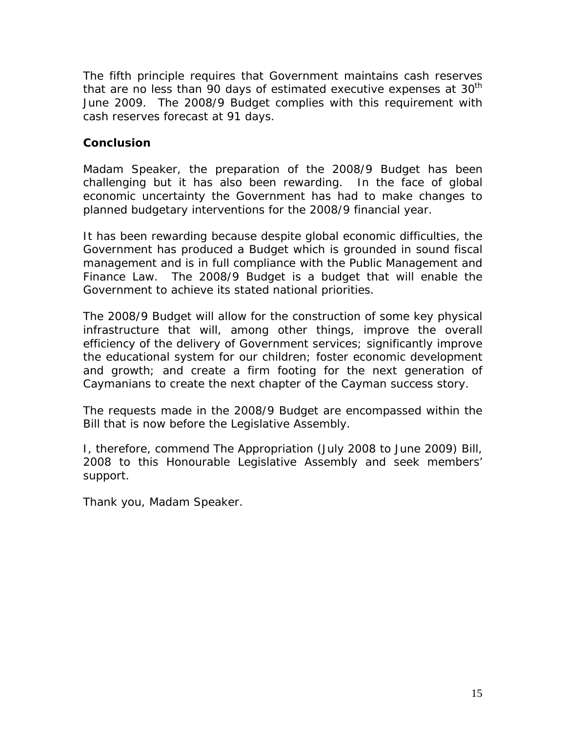The fifth principle requires that Government maintains cash reserves that are no less than 90 days of estimated executive expenses at 30th June 2009. The 2008/9 Budget complies with this requirement with cash reserves forecast at 91 days.

**Conclusion**

Madam Speaker, the preparation of the 2008/9 Budget has been challenging but it has also been rewarding. In the face of global economic uncertainty the Government has had to make changes to planned budgetary interventions for the 2008/9 financial year.

It has been rewarding because despite global economic difficulties, the Government has produced a Budget which is grounded in sound fiscal management and is in full compliance with the Public Management and Finance Law. The 2008/9 Budget is a budget that will enable the Government to achieve its stated national priorities.

The 2008/9 Budget will allow for the construction of some key physical infrastructure that will, among other things, improve the overall efficiency of the delivery of Government services; significantly improve the educational system for our children; foster economic development and growth; and create a firm footing for the next generation of Caymanians to create the next chapter of the Cayman success story.

The requests made in the 2008/9 Budget are encompassed within the Bill that is now before the Legislative Assembly.

I, therefore, commend The Appropriation (July 2008 to June 2009) Bill, 2008 to this Honourable Legislative Assembly and seek members' support.

Thank you, Madam Speaker.